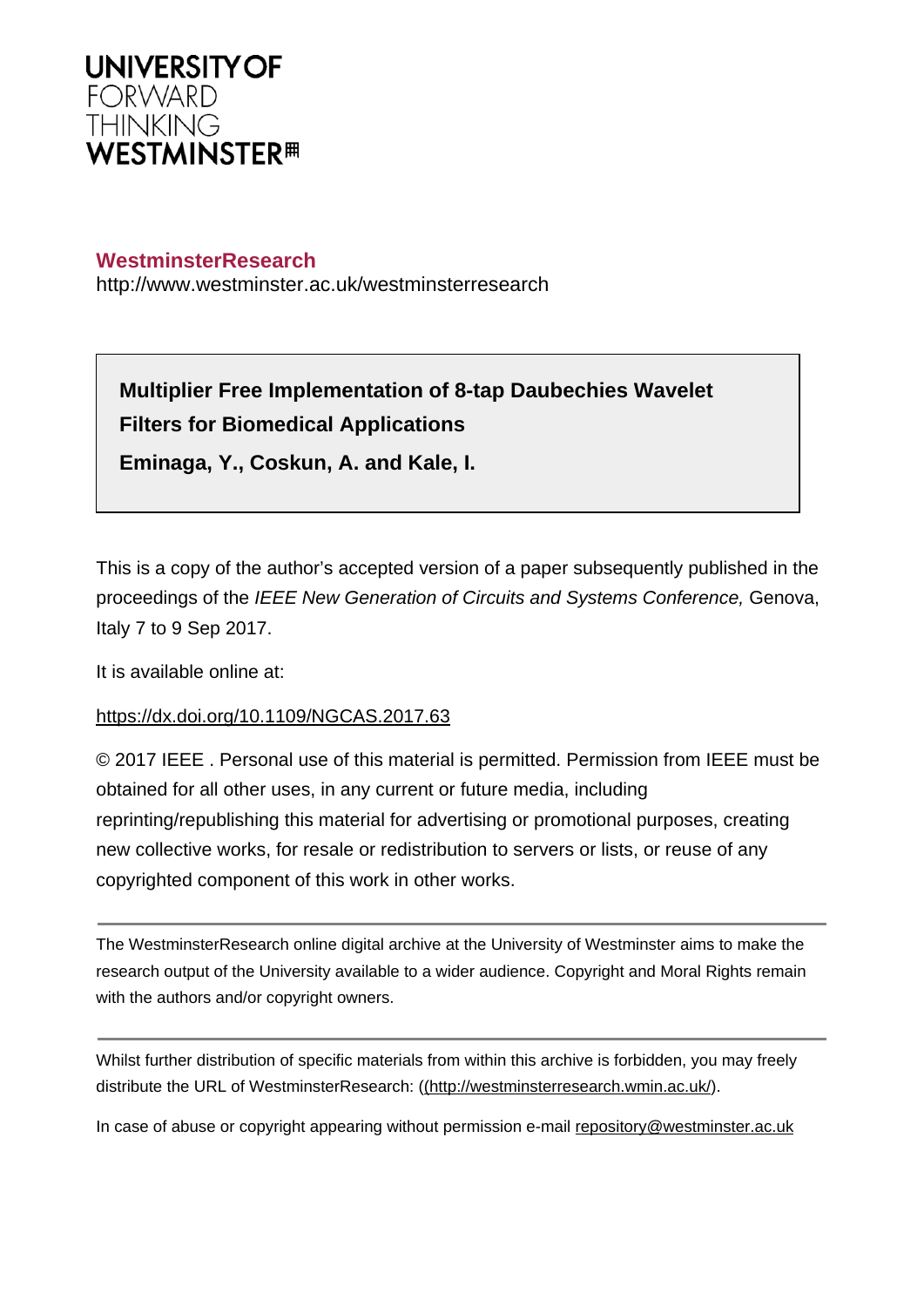UNIVERSITY OF
FORWARD
THINKING
WESTMINSTER

**WestminsterResearch**

http://www.westminster.ac.uk/westminsterresearch

**Multiplier Free Implementation of 8-tap Daubechies Wavelet Filters for Biomedical Applications**

**Eminaga, Y., Coskun, A. and Kale, I.**

This is a copy of the author's accepted version of a paper subsequently published in the proceedings of the *IEEE New Generation of Circuits and Systems Conference,* Genova, Italy 7 to 9 Sep 2017.

It is available online at:

https://dx.doi.org/10.1109/NGCAS.2017.63

© 2017 IEEE . Personal use of this material is permitted. Permission from IEEE must be obtained for all other uses, in any current or future media, including reprinting/republishing this material for advertising or promotional purposes, creating new collective works, for resale or redistribution to servers or lists, or reuse of any copyrighted component of this work in other works.

---

The WestminsterResearch online digital archive at the University of Westminster aims to make the research output of the University available to a wider audience. Copyright and Moral Rights remain with the authors and/or copyright owners.

---

Whilst further distribution of specific materials from within this archive is forbidden, you may freely distribute the URL of WestminsterResearch: ((http://westminsterresearch.wmin.ac.uk/).

In case of abuse or copyright appearing without permission e-mail repository@westminster.ac.uk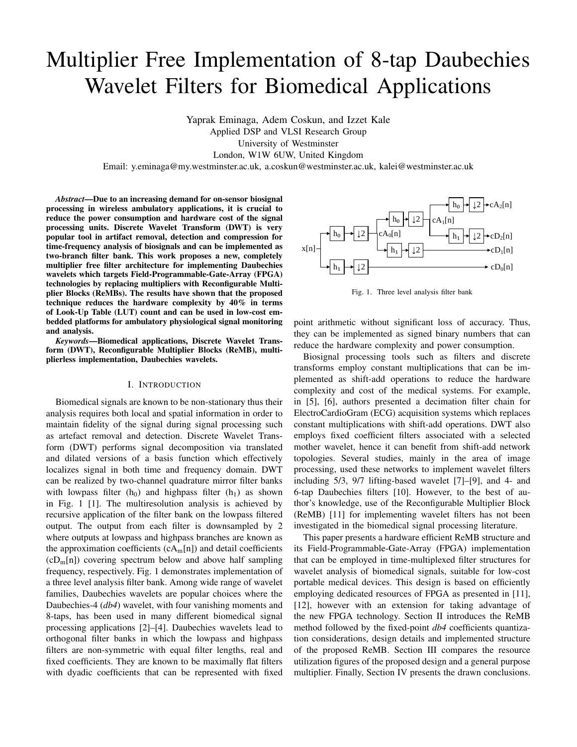# Multiplier Free Implementation of 8-tap Daubechies Wavelet Filters for Biomedical Applications

Yaprak Eminaga, Adem Coskun, and Izzet Kale
Applied DSP and VLSI Research Group
University of Westminster
London, W1W 6UW, United Kingdom
Email: y.eminaga@my.westminster.ac.uk, a.coskun@westminster.ac.uk, kalei@westminster.ac.uk

***Abstract*—Due to an increasing demand for on-sensor biosignal processing in wireless ambulatory applications, it is crucial to reduce the power consumption and hardware cost of the signal processing units. Discrete Wavelet Transform (DWT) is very popular tool in artifact removal, detection and compression for time-frequency analysis of biosignals and can be implemented as two-branch filter bank. This work proposes a new, completely multiplier free filter architecture for implementing Daubechies wavelets which targets Field-Programmable-Gate-Array (FPGA) technologies by replacing multipliers with Reconfigurable Multiplier Blocks (ReMBs). The results have shown that the proposed technique reduces the hardware complexity by 40% in terms of Look-Up Table (LUT) count and can be used in low-cost embedded platforms for ambulatory physiological signal monitoring and analysis.**

***Keywords*—Biomedical applications, Discrete Wavelet Transform (DWT), Reconfigurable Multiplier Blocks (ReMB), multiplierless implementation, Daubechies wavelets.**

## I. Introduction

Biomedical signals are known to be non-stationary thus their analysis requires both local and spatial information in order to maintain fidelity of the signal during signal processing such as artefact removal and detection. Discrete Wavelet Transform (DWT) performs signal decomposition via translated and dilated versions of a basis function which effectively localizes signal in both time and frequency domain. DWT can be realized by two-channel quadrature mirror filter banks with lowpass filter ($h_0$) and highpass filter ($h_1$) as shown in Fig. 1 [1]. The multiresolution analysis is achieved by recursive application of the filter bank on the lowpass filtered output. The output from each filter is downsampled by 2 where outputs at lowpass and highpass branches are known as the approximation coefficients ($cA_m[n]$) and detail coefficients ($cD_m[n]$) covering spectrum below and above half sampling frequency, respectively. Fig. 1 demonstrates implementation of a three level analysis filter bank. Among wide range of wavelet families, Daubechies wavelets are popular choices where the Daubechies-4 (*db4*) wavelet, with four vanishing moments and 8-taps, has been used in many different biomedical signal processing applications [2]–[4]. Daubechies wavelets lead to orthogonal filter banks in which the lowpass and highpass filters are non-symmetric with equal filter lengths, real and fixed coefficients. They are known to be maximally flat filters with dyadic coefficients that can be represented with fixed point arithmetic without significant loss of accuracy. Thus, they can be implemented as signed binary numbers that can reduce the hardware complexity and power consumption.

Fig. 1. Three level analysis filter bank

Biosignal processing tools such as filters and discrete transforms employ constant multiplications that can be implemented as shift-add operations to reduce the hardware complexity and cost of the medical systems. For example, in [5], [6], authors presented a decimation filter chain for ElectroCardioGram (ECG) acquisition systems which replaces constant multiplications with shift-add operations. DWT also employs fixed coefficient filters associated with a selected mother wavelet, hence it can benefit from shift-add network topologies. Several studies, mainly in the area of image processing, used these networks to implement wavelet filters including 5/3, 9/7 lifting-based wavelet [7]–[9], and 4- and 6-tap Daubechies filters [10]. However, to the best of author's knowledge, use of the Reconfigurable Multiplier Block (ReMB) [11] for implementing wavelet filters has not been investigated in the biomedical signal processing literature.

This paper presents a hardware efficient ReMB structure and its Field-Programmable-Gate-Array (FPGA) implementation that can be employed in time-multiplexed filter structures for wavelet analysis of biomedical signals, suitable for low-cost portable medical devices. This design is based on efficiently employing dedicated resources of FPGA as presented in [11], [12], however with an extension for taking advantage of the new FPGA technology. Section II introduces the ReMB method followed by the fixed-point *db4* coefficients quantization considerations, design details and implemented structure of the proposed ReMB. Section III compares the resource utilization figures of the proposed design and a general purpose multiplier. Finally, Section IV presents the drawn conclusions.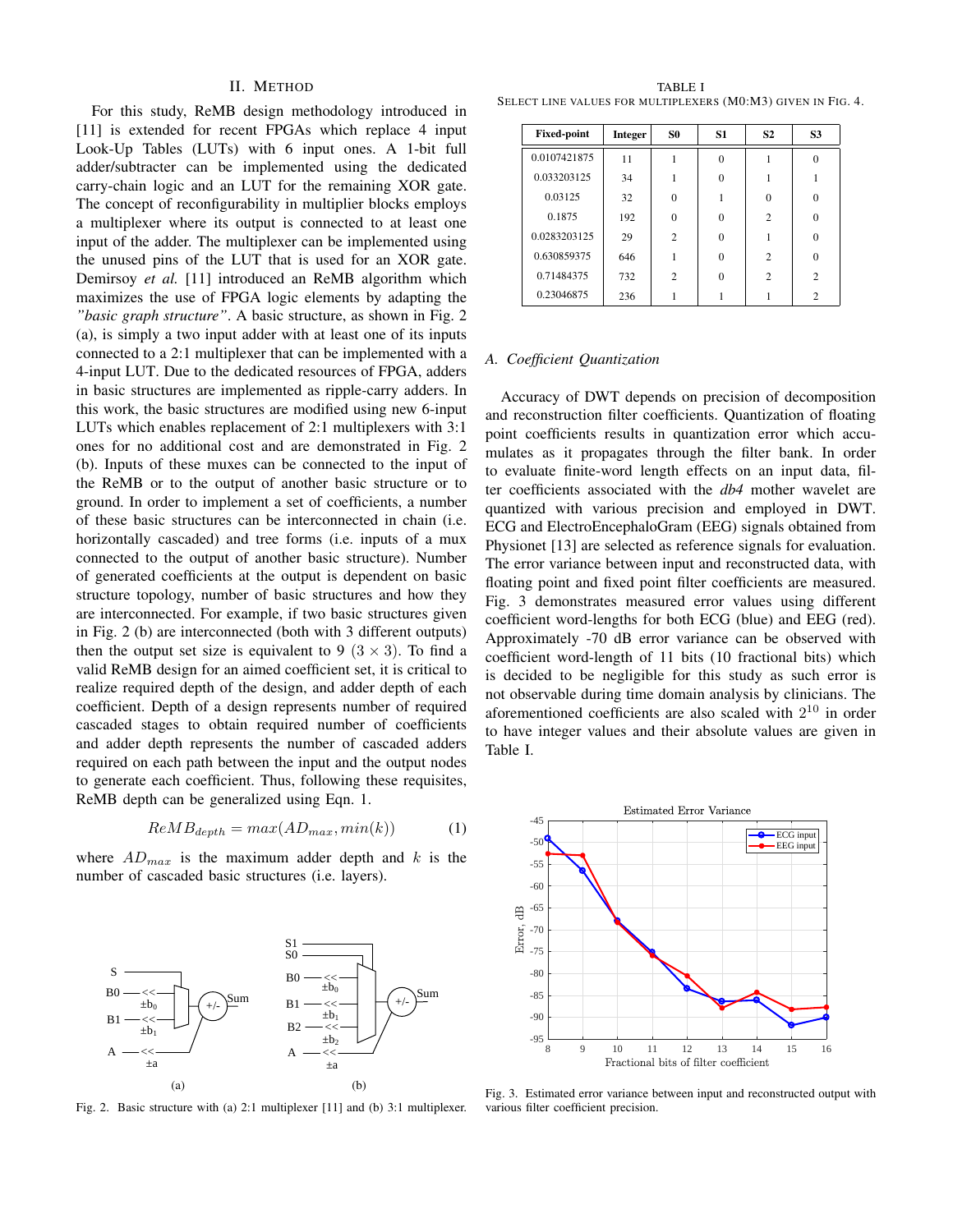## II. Method

For this study, ReMB design methodology introduced in [11] is extended for recent FPGAs which replace 4 input Look-Up Tables (LUTs) with 6 input ones. A 1-bit full adder/subtracter can be implemented using the dedicated carry-chain logic and an LUT for the remaining XOR gate. The concept of reconfigurability in multiplier blocks employs a multiplexer where its output is connected to at least one input of the adder. The multiplexer can be implemented using the unused pins of the LUT that is used for an XOR gate. Demirsoy *et al.* [11] introduced an ReMB algorithm which maximizes the use of FPGA logic elements by adapting the *"basic graph structure"*. A basic structure, as shown in Fig. 2 (a), is simply a two input adder with at least one of its inputs connected to a 2:1 multiplexer that can be implemented with a 4-input LUT. Due to the dedicated resources of FPGA, adders in basic structures are implemented as ripple-carry adders. In this work, the basic structures are modified using new 6-input LUTs which enables replacement of 2:1 multiplexers with 3:1 ones for no additional cost and are demonstrated in Fig. 2 (b). Inputs of these muxes can be connected to the input of the ReMB or to the output of another basic structure or to ground. In order to implement a set of coefficients, a number of these basic structures can be interconnected in chain (i.e. horizontally cascaded) and tree forms (i.e. inputs of a mux connected to the output of another basic structure). Number of generated coefficients at the output is dependent on basic structure topology, number of basic structures and how they are interconnected. For example, if two basic structures given in Fig. 2 (b) are interconnected (both with 3 different outputs) then the output set size is equivalent to 9 ($3 \times 3$). To find a valid ReMB design for an aimed coefficient set, it is critical to realize required depth of the design, and adder depth of each coefficient. Depth of a design represents number of required cascaded stages to obtain required number of coefficients and adder depth represents the number of cascaded adders required on each path between the input and the output nodes to generate each coefficient. Thus, following these requisites, ReMB depth can be generalized using Eqn. 1.

$$ReMB_{depth} = max(AD_{max}, min(k)) \tag{1}$$

where $AD_{max}$ is the maximum adder depth and $k$ is the number of cascaded basic structures (i.e. layers).

Fig. 2. Basic structure with (a) 2:1 multiplexer [11] and (b) 3:1 multiplexer.

TABLE I
Select line values for multiplexers (M0:M3) given in Fig. 4.

| Fixed-point | Integer | S0 | S1 | S2 | S3 |
|---|---|---|---|---|---|
| 0.0107421875 | 11 | 1 | 0 | 1 | 0 |
| 0.033203125 | 34 | 1 | 0 | 1 | 1 |
| 0.03125 | 32 | 0 | 1 | 0 | 0 |
| 0.1875 | 192 | 0 | 0 | 2 | 0 |
| 0.0283203125 | 29 | 2 | 0 | 1 | 0 |
| 0.630859375 | 646 | 1 | 0 | 2 | 0 |
| 0.71484375 | 732 | 2 | 0 | 2 | 2 |
| 0.23046875 | 236 | 1 | 1 | 1 | 2 |

### A. Coefficient Quantization

Accuracy of DWT depends on precision of decomposition and reconstruction filter coefficients. Quantization of floating point coefficients results in quantization error which accumulates as it propagates through the filter bank. In order to evaluate finite-word length effects on an input data, filter coefficients associated with the *db4* mother wavelet are quantized with various precision and employed in DWT. ECG and ElectroEncephaloGram (EEG) signals obtained from Physionet [13] are selected as reference signals for evaluation. The error variance between input and reconstructed data, with floating point and fixed point filter coefficients are measured. Fig. 3 demonstrates measured error values using different coefficient word-lengths for both ECG (blue) and EEG (red). Approximately -70 dB error variance can be observed with coefficient word-length of 11 bits (10 fractional bits) which is decided to be negligible for this study as such error is not observable during time domain analysis by clinicians. The aforementioned coefficients are also scaled with $2^{10}$ in order to have integer values and their absolute values are given in Table I.

Fig. 3. Estimated error variance between input and reconstructed output with various filter coefficient precision.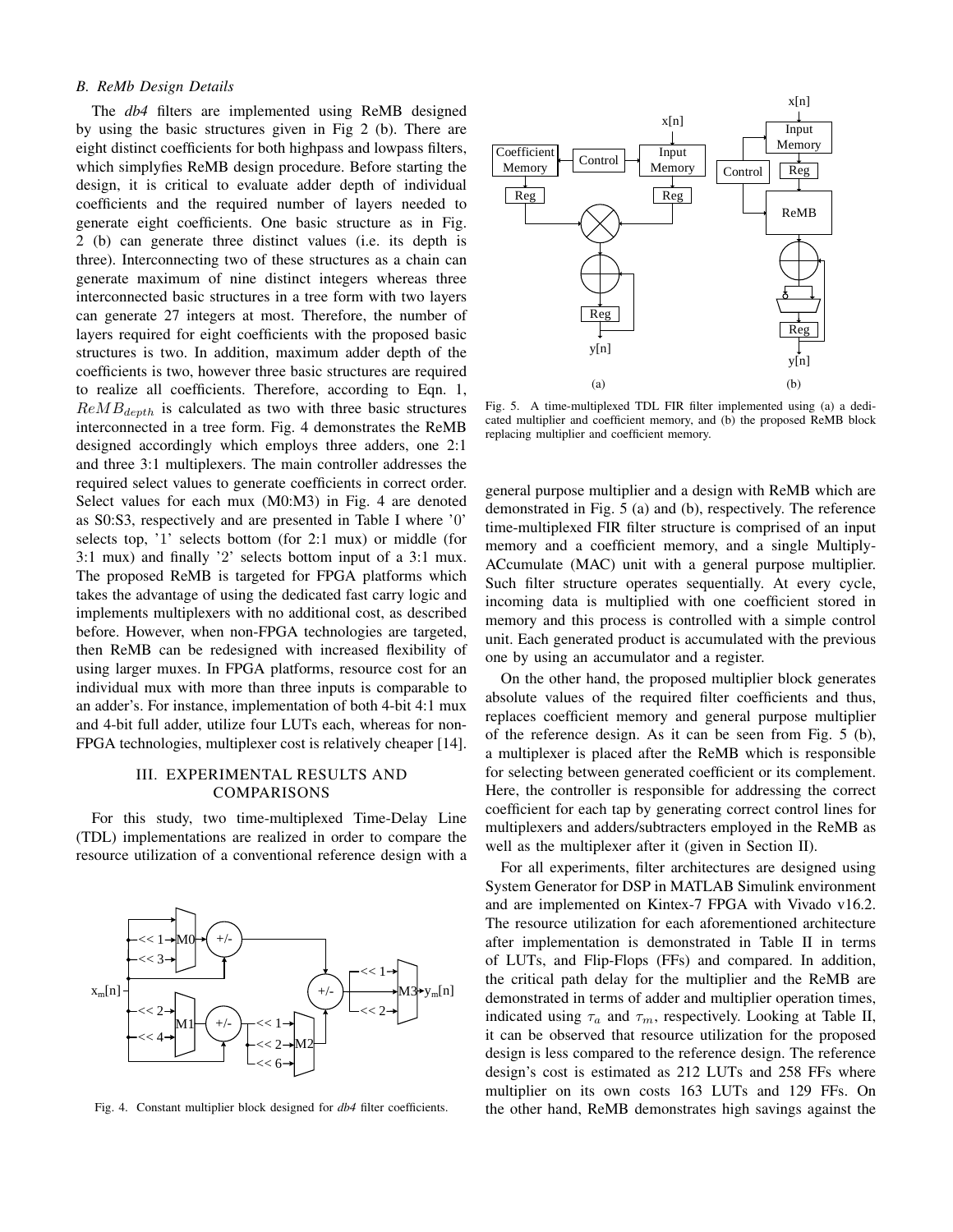### B. ReMb Design Details

The *db4* filters are implemented using ReMB designed by using the basic structures given in Fig 2 (b). There are eight distinct coefficients for both highpass and lowpass filters, which simplyfies ReMB design procedure. Before starting the design, it is critical to evaluate adder depth of individual coefficients and the required number of layers needed to generate eight coefficients. One basic structure as in Fig. 2 (b) can generate three distinct values (i.e. its depth is three). Interconnecting two of these structures as a chain can generate maximum of nine distinct integers whereas three interconnected basic structures in a tree form with two layers can generate 27 integers at most. Therefore, the number of layers required for eight coefficients with the proposed basic structures is two. In addition, maximum adder depth of the coefficients is two, however three basic structures are required to realize all coefficients. Therefore, according to Eqn. 1, $ReMB_{depth}$ is calculated as two with three basic structures interconnected in a tree form. Fig. 4 demonstrates the ReMB designed accordingly which employs three adders, one 2:1 and three 3:1 multiplexers. The main controller addresses the required select values to generate coefficients in correct order. Select values for each mux (M0:M3) in Fig. 4 are denoted as S0:S3, respectively and are presented in Table I where '0' selects top, '1' selects bottom (for 2:1 mux) or middle (for 3:1 mux) and finally '2' selects bottom input of a 3:1 mux. The proposed ReMB is targeted for FPGA platforms which takes the advantage of using the dedicated fast carry logic and implements multiplexers with no additional cost, as described before. However, when non-FPGA technologies are targeted, then ReMB can be redesigned with increased flexibility of using larger muxes. In FPGA platforms, resource cost for an individual mux with more than three inputs is comparable to an adder's. For instance, implementation of both 4-bit 4:1 mux and 4-bit full adder, utilize four LUTs each, whereas for non-FPGA technologies, multiplexer cost is relatively cheaper [14].

## III. EXPERIMENTAL RESULTS AND COMPARISONS

For this study, two time-multiplexed Time-Delay Line (TDL) implementations are realized in order to compare the resource utilization of a conventional reference design with a general purpose multiplier and a design with ReMB which are demonstrated in Fig. 5 (a) and (b), respectively. The reference time-multiplexed FIR filter structure is comprised of an input memory and a coefficient memory, and a single Multiply-ACcumulate (MAC) unit with a general purpose multiplier. Such filter structure operates sequentially. At every cycle, incoming data is multiplied with one coefficient stored in memory and this process is controlled with a simple control unit. Each generated product is accumulated with the previous one by using an accumulator and a register.

Fig. 4. Constant multiplier block designed for *db4* filter coefficients.

Fig. 5. A time-multiplexed TDL FIR filter implemented using (a) a dedicated multiplier and coefficient memory, and (b) the proposed ReMB block replacing multiplier and coefficient memory.

On the other hand, the proposed multiplier block generates absolute values of the required filter coefficients and thus, replaces coefficient memory and general purpose multiplier of the reference design. As it can be seen from Fig. 5 (b), a multiplexer is placed after the ReMB which is responsible for selecting between generated coefficient or its complement. Here, the controller is responsible for addressing the correct coefficient for each tap by generating correct control lines for multiplexers and adders/subtracters employed in the ReMB as well as the multiplexer after it (given in Section II).

For all experiments, filter architectures are designed using System Generator for DSP in MATLAB Simulink environment and are implemented on Kintex-7 FPGA with Vivado v16.2. The resource utilization for each aforementioned architecture after implementation is demonstrated in Table II in terms of LUTs, and Flip-Flops (FFs) and compared. In addition, the critical path delay for the multiplier and the ReMB are demonstrated in terms of adder and multiplier operation times, indicated using $\tau_a$ and $\tau_m$, respectively. Looking at Table II, it can be observed that resource utilization for the proposed design is less compared to the reference design. The reference design's cost is estimated as 212 LUTs and 258 FFs where multiplier on its own costs 163 LUTs and 129 FFs. On the other hand, ReMB demonstrates high savings against the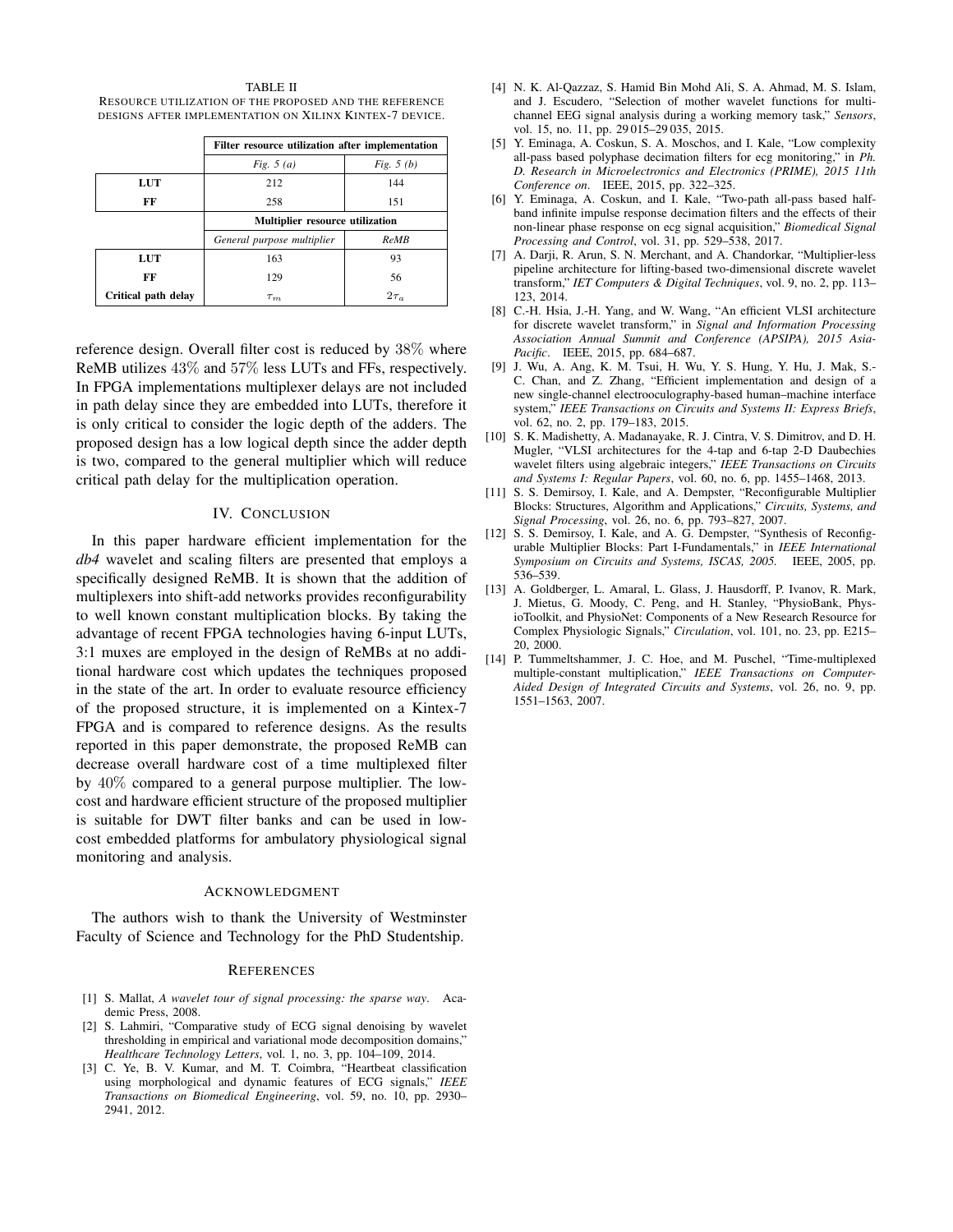TABLE II
RESOURCE UTILIZATION OF THE PROPOSED AND THE REFERENCE DESIGNS AFTER IMPLEMENTATION ON XILINX KINTEX-7 DEVICE.

| | Filter resource utilization after implementation | |
|---|---|---|
| | *Fig. 5 (a)* | *Fig. 5 (b)* |
| **LUT** | 212 | 144 |
| **FF** | 258 | 151 |
| | **Multiplier resource utilization** | |
| | *General purpose multiplier* | *ReMB* |
| **LUT** | 163 | 93 |
| **FF** | 129 | 56 |
| **Critical path delay** | $\tau_m$ | $2\tau_a$ |

reference design. Overall filter cost is reduced by $38\%$ where ReMB utilizes $43\%$ and $57\%$ less LUTs and FFs, respectively. In FPGA implementations multiplexer delays are not included in path delay since they are embedded into LUTs, therefore it is only critical to consider the logic depth of the adders. The proposed design has a low logical depth since the adder depth is two, compared to the general multiplier which will reduce critical path delay for the multiplication operation.

## IV. CONCLUSION

In this paper hardware efficient implementation for the *db4* wavelet and scaling filters are presented that employs a specifically designed ReMB. It is shown that the addition of multiplexers into shift-add networks provides reconfigurability to well known constant multiplication blocks. By taking the advantage of recent FPGA technologies having 6-input LUTs, 3:1 muxes are employed in the design of ReMBs at no additional hardware cost which updates the techniques proposed in the state of the art. In order to evaluate resource efficiency of the proposed structure, it is implemented on a Kintex-7 FPGA and is compared to reference designs. As the results reported in this paper demonstrate, the proposed ReMB can decrease overall hardware cost of a time multiplexed filter by $40\%$ compared to a general purpose multiplier. The low-cost and hardware efficient structure of the proposed multiplier is suitable for DWT filter banks and can be used in low-cost embedded platforms for ambulatory physiological signal monitoring and analysis.

## ACKNOWLEDGMENT

The authors wish to thank the University of Westminster Faculty of Science and Technology for the PhD Studentship.

## REFERENCES

[1] S. Mallat, *A wavelet tour of signal processing: the sparse way*. Academic Press, 2008.

[2] S. Lahmiri, "Comparative study of ECG signal denoising by wavelet thresholding in empirical and variational mode decomposition domains," *Healthcare Technology Letters*, vol. 1, no. 3, pp. 104–109, 2014.

[3] C. Ye, B. V. Kumar, and M. T. Coimbra, "Heartbeat classification using morphological and dynamic features of ECG signals," *IEEE Transactions on Biomedical Engineering*, vol. 59, no. 10, pp. 2930–2941, 2012.

[4] N. K. Al-Qazzaz, S. Hamid Bin Mohd Ali, S. A. Ahmad, M. S. Islam, and J. Escudero, "Selection of mother wavelet functions for multi-channel EEG signal analysis during a working memory task," *Sensors*, vol. 15, no. 11, pp. 29 015–29 035, 2015.

[5] Y. Eminaga, A. Coskun, S. A. Moschos, and I. Kale, "Low complexity all-pass based polyphase decimation filters for ecg monitoring," in *Ph. D. Research in Microelectronics and Electronics (PRIME), 2015 11th Conference on*. IEEE, 2015, pp. 322–325.

[6] Y. Eminaga, A. Coskun, and I. Kale, "Two-path all-pass based half-band infinite impulse response decimation filters and the effects of their non-linear phase response on ecg signal acquisition," *Biomedical Signal Processing and Control*, vol. 31, pp. 529–538, 2017.

[7] A. Darji, R. Arun, S. N. Merchant, and A. Chandorkar, "Multiplier-less pipeline architecture for lifting-based two-dimensional discrete wavelet transform," *IET Computers & Digital Techniques*, vol. 9, no. 2, pp. 113–123, 2014.

[8] C.-H. Hsia, J.-H. Yang, and W. Wang, "An efficient VLSI architecture for discrete wavelet transform," in *Signal and Information Processing Association Annual Summit and Conference (APSIPA), 2015 Asia-Pacific*. IEEE, 2015, pp. 684–687.

[9] J. Wu, A. Ang, K. M. Tsui, H. Wu, Y. S. Hung, Y. Hu, J. Mak, S.-C. Chan, and Z. Zhang, "Efficient implementation and design of a new single-channel electrooculography-based human–machine interface system," *IEEE Transactions on Circuits and Systems II: Express Briefs*, vol. 62, no. 2, pp. 179–183, 2015.

[10] S. K. Madishetty, A. Madanayake, R. J. Cintra, V. S. Dimitrov, and D. H. Mugler, "VLSI architectures for the 4-tap and 6-tap 2-D Daubechies wavelet filters using algebraic integers," *IEEE Transactions on Circuits and Systems I: Regular Papers*, vol. 60, no. 6, pp. 1455–1468, 2013.

[11] S. S. Demirsoy, I. Kale, and A. Dempster, "Reconfigurable Multiplier Blocks: Structures, Algorithm and Applications," *Circuits, Systems, and Signal Processing*, vol. 26, no. 6, pp. 793–827, 2007.

[12] S. S. Demirsoy, I. Kale, and A. G. Dempster, "Synthesis of Reconfigurable Multiplier Blocks: Part I-Fundamentals," in *IEEE International Symposium on Circuits and Systems, ISCAS, 2005.* IEEE, 2005, pp. 536–539.

[13] A. Goldberger, L. Amaral, L. Glass, J. Hausdorff, P. Ivanov, R. Mark, J. Mietus, G. Moody, C. Peng, and H. Stanley, "PhysioBank, PhysioToolkit, and PhysioNet: Components of a New Research Resource for Complex Physiologic Signals," *Circulation*, vol. 101, no. 23, pp. E215–20, 2000.

[14] P. Tummeltshammer, J. C. Hoe, and M. Puschel, "Time-multiplexed multiple-constant multiplication," *IEEE Transactions on Computer-Aided Design of Integrated Circuits and Systems*, vol. 26, no. 9, pp. 1551–1563, 2007.